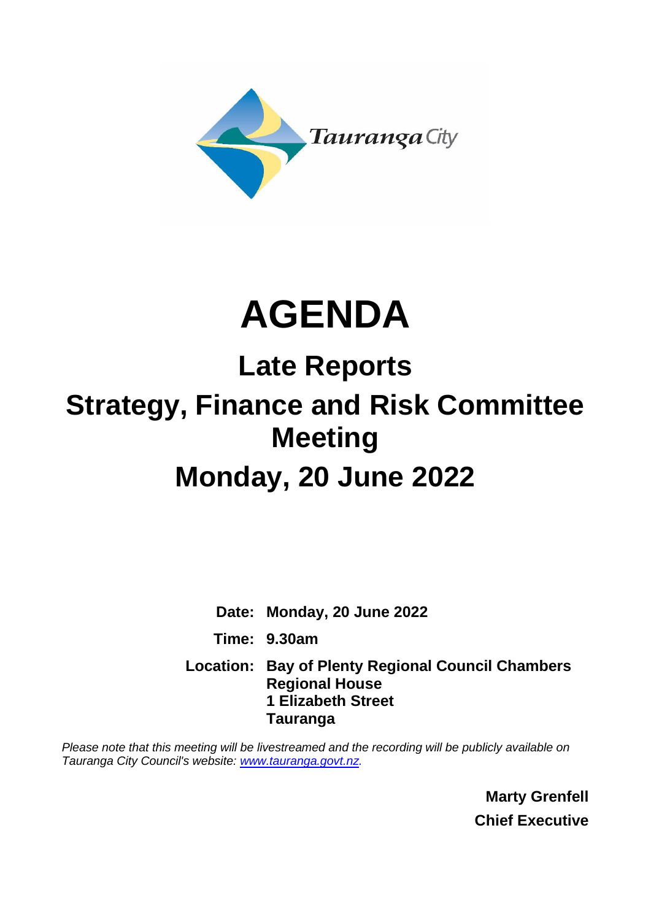Tauranga City

# AGENDA

## Late Reports

## Strategy, Finance and Risk Committee Meeting

## Monday, 20 June 2022

**Date:** **Monday, 20 June 2022**

**Time:** **9.30am**

**Location:** **Bay of Plenty Regional Council Chambers**
**Regional House**
**1 Elizabeth Street**
**Tauranga**

*Please note that this meeting will be livestreamed and the recording will be publicly available on Tauranga City Council's website: [www.tauranga.govt.nz](http://www.tauranga.govt.nz).*

**Marty Grenfell**
**Chief Executive**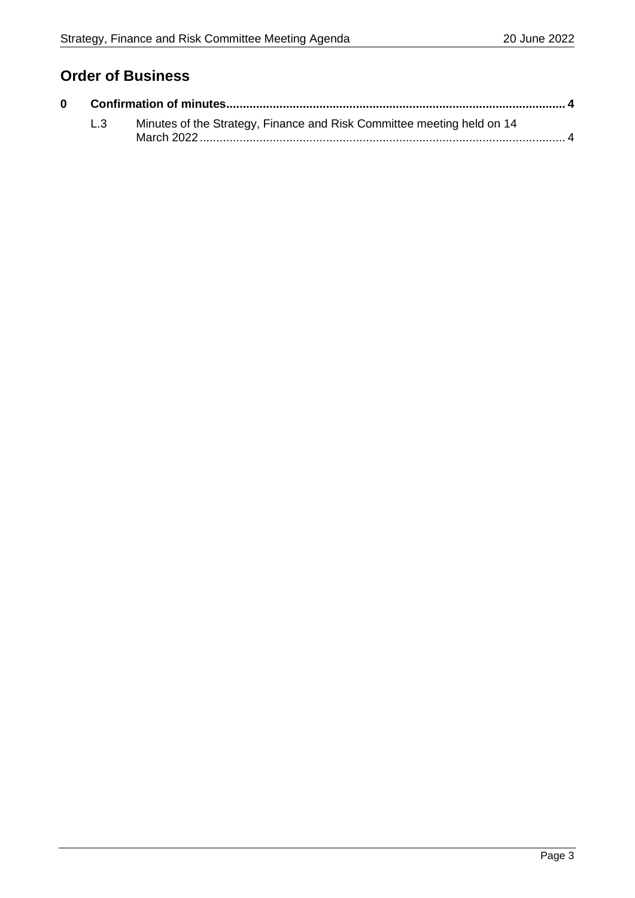## Order of Business

**0 Confirmation of minutes ........................................................................................... 4**

L.3 Minutes of the Strategy, Finance and Risk Committee meeting held on 14 March 2022 ........................................................................................................... 4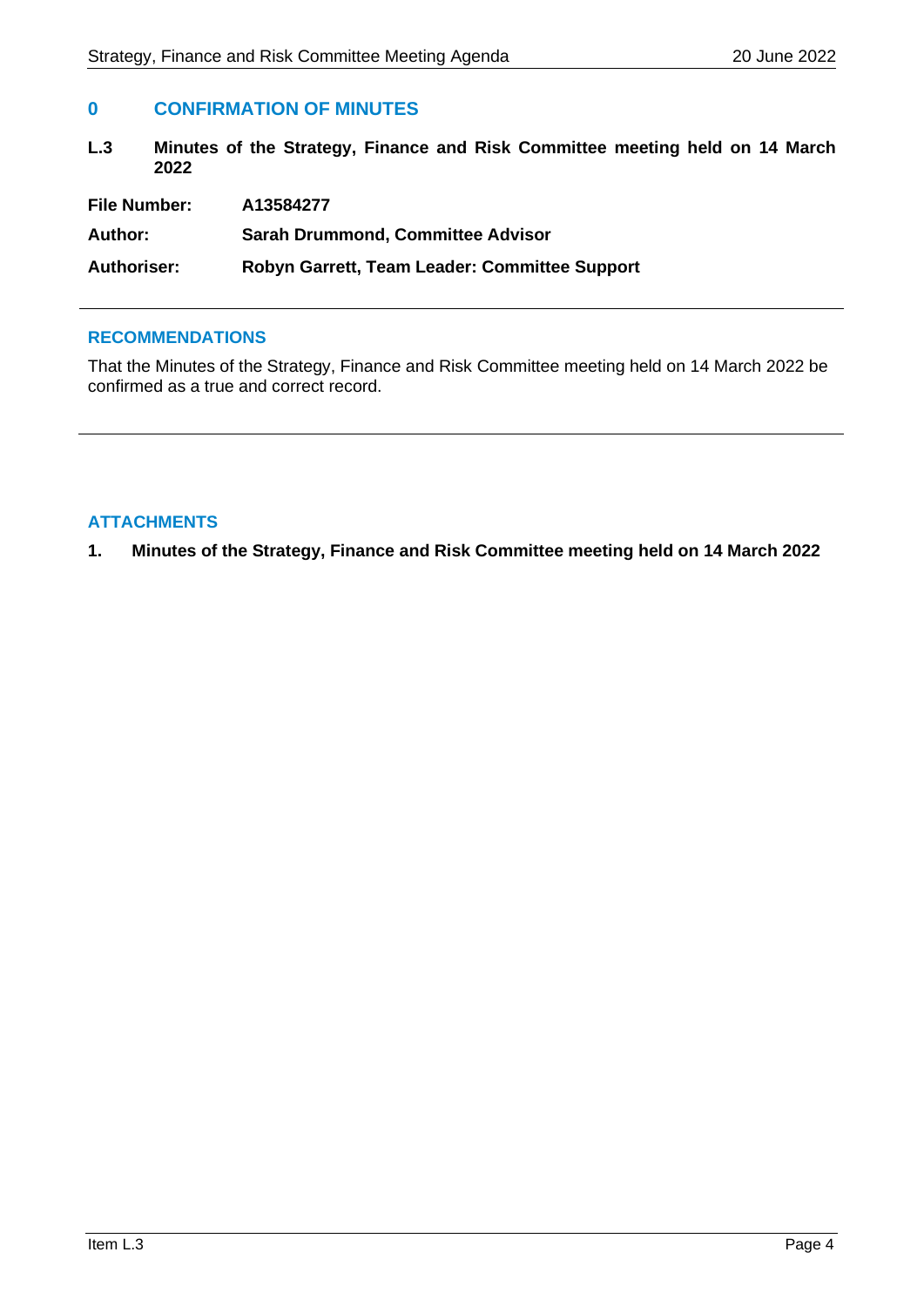## 0 CONFIRMATION OF MINUTES

### L.3 Minutes of the Strategy, Finance and Risk Committee meeting held on 14 March 2022

**File Number:** A13584277

**Author:** Sarah Drummond, Committee Advisor

**Authoriser:** Robyn Garrett, Team Leader: Committee Support

---

### RECOMMENDATIONS

That the Minutes of the Strategy, Finance and Risk Committee meeting held on 14 March 2022 be confirmed as a true and correct record.

---

### ATTACHMENTS

1. **Minutes of the Strategy, Finance and Risk Committee meeting held on 14 March 2022**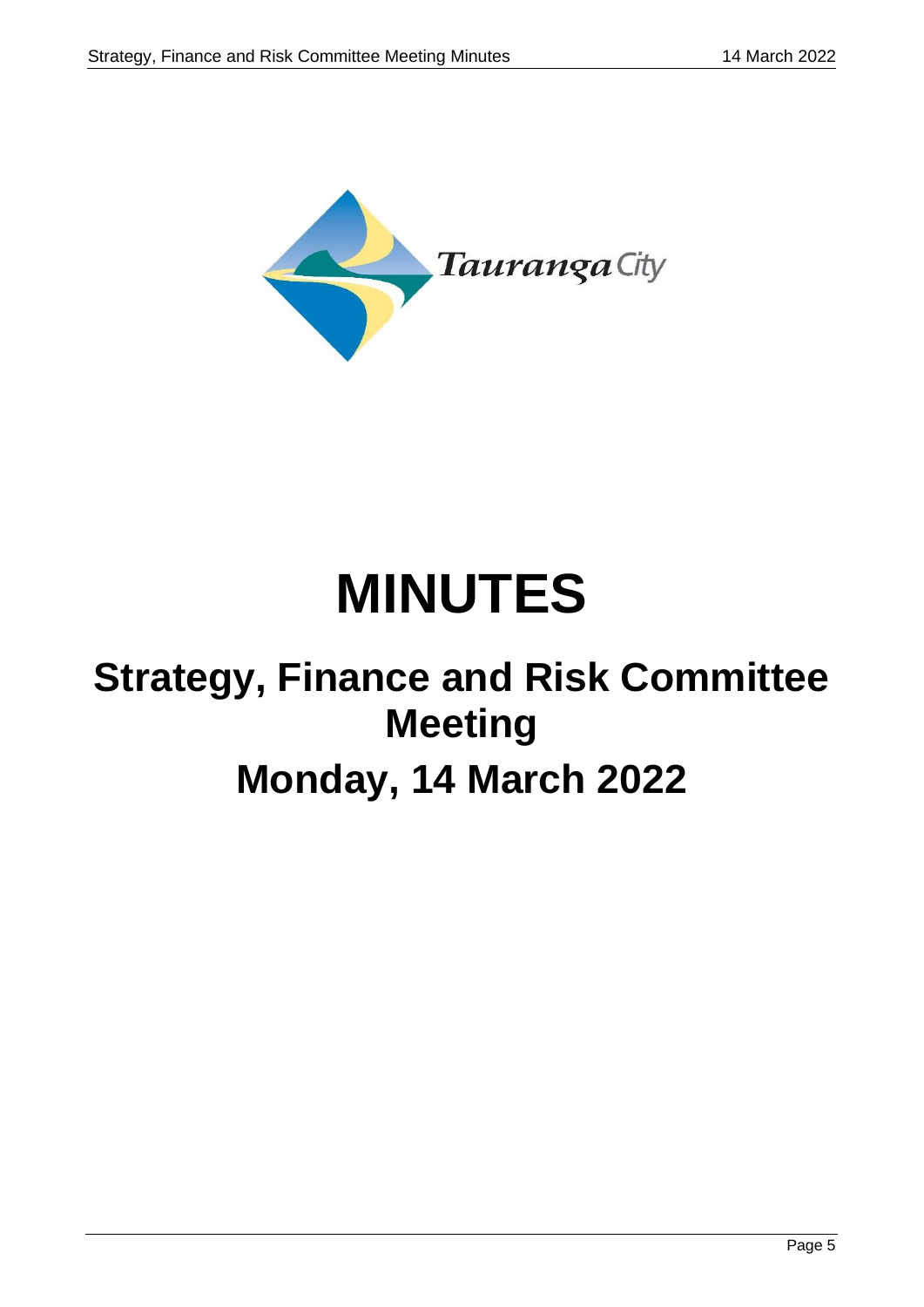Tauranga City

# MINUTES

## Strategy, Finance and Risk Committee Meeting

## Monday, 14 March 2022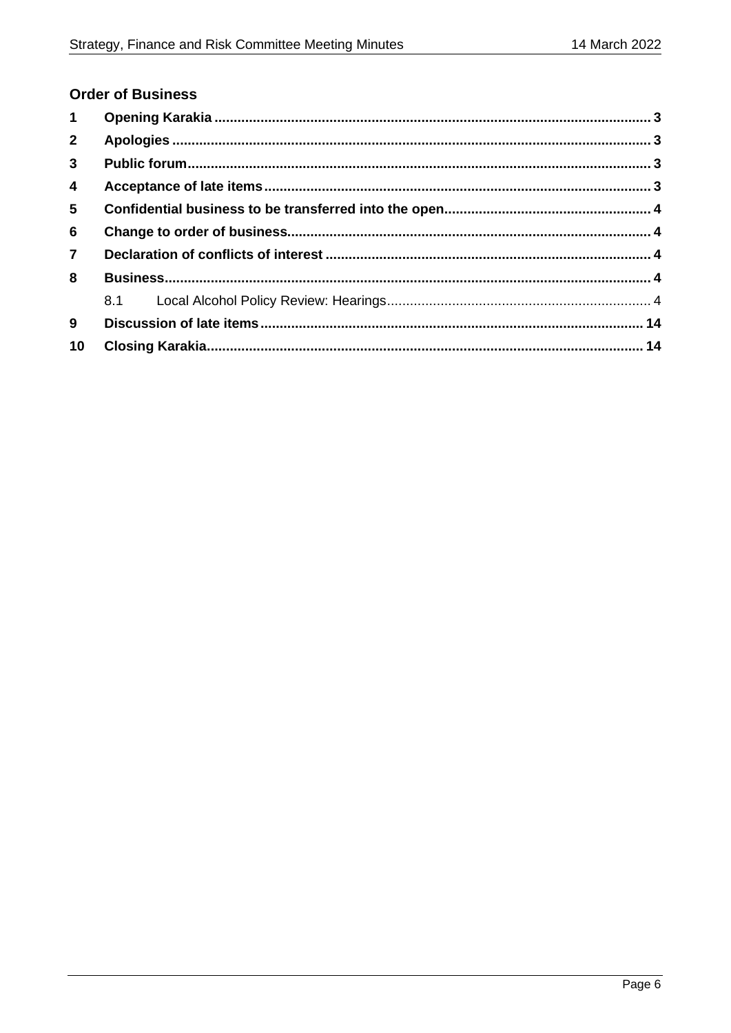## Order of Business

| | | |
|---|---|---|
| **1** | **Opening Karakia** | **3** |
| **2** | **Apologies** | **3** |
| **3** | **Public forum** | **3** |
| **4** | **Acceptance of late items** | **3** |
| **5** | **Confidential business to be transferred into the open** | **4** |
| **6** | **Change to order of business** | **4** |
| **7** | **Declaration of conflicts of interest** | **4** |
| **8** | **Business** | **4** |
| | 8.1 Local Alcohol Policy Review: Hearings | 4 |
| **9** | **Discussion of late items** | **14** |
| **10** | **Closing Karakia** | **14** |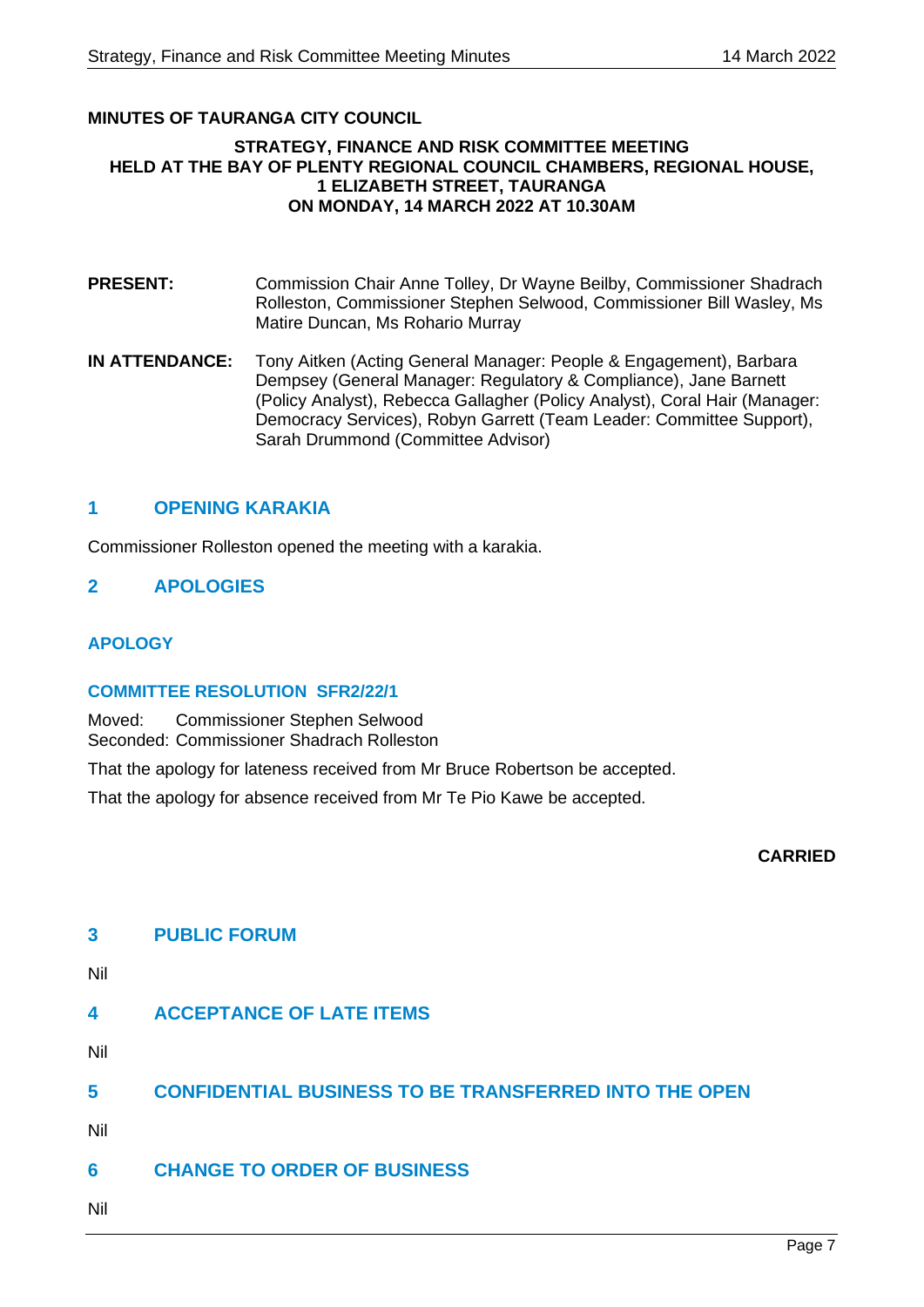**MINUTES OF TAURANGA CITY COUNCIL**

**STRATEGY, FINANCE AND RISK COMMITTEE MEETING**
**HELD AT THE BAY OF PLENTY REGIONAL COUNCIL CHAMBERS, REGIONAL HOUSE, 1 ELIZABETH STREET, TAURANGA**
**ON MONDAY, 14 MARCH 2022 AT 10.30AM**

**PRESENT:** Commission Chair Anne Tolley, Dr Wayne Beilby, Commissioner Shadrach Rolleston, Commissioner Stephen Selwood, Commissioner Bill Wasley, Ms Matire Duncan, Ms Rohario Murray

**IN ATTENDANCE:** Tony Aitken (Acting General Manager: People & Engagement), Barbara Dempsey (General Manager: Regulatory & Compliance), Jane Barnett (Policy Analyst), Rebecca Gallagher (Policy Analyst), Coral Hair (Manager: Democracy Services), Robyn Garrett (Team Leader: Committee Support), Sarah Drummond (Committee Advisor)

## 1 OPENING KARAKIA

Commissioner Rolleston opened the meeting with a karakia.

## 2 APOLOGIES

### APOLOGY

#### COMMITTEE RESOLUTION SFR2/22/1

Moved: Commissioner Stephen Selwood
Seconded: Commissioner Shadrach Rolleston

That the apology for lateness received from Mr Bruce Robertson be accepted.

That the apology for absence received from Mr Te Pio Kawe be accepted.

**CARRIED**

## 3 PUBLIC FORUM

Nil

## 4 ACCEPTANCE OF LATE ITEMS

Nil

## 5 CONFIDENTIAL BUSINESS TO BE TRANSFERRED INTO THE OPEN

Nil

## 6 CHANGE TO ORDER OF BUSINESS

Nil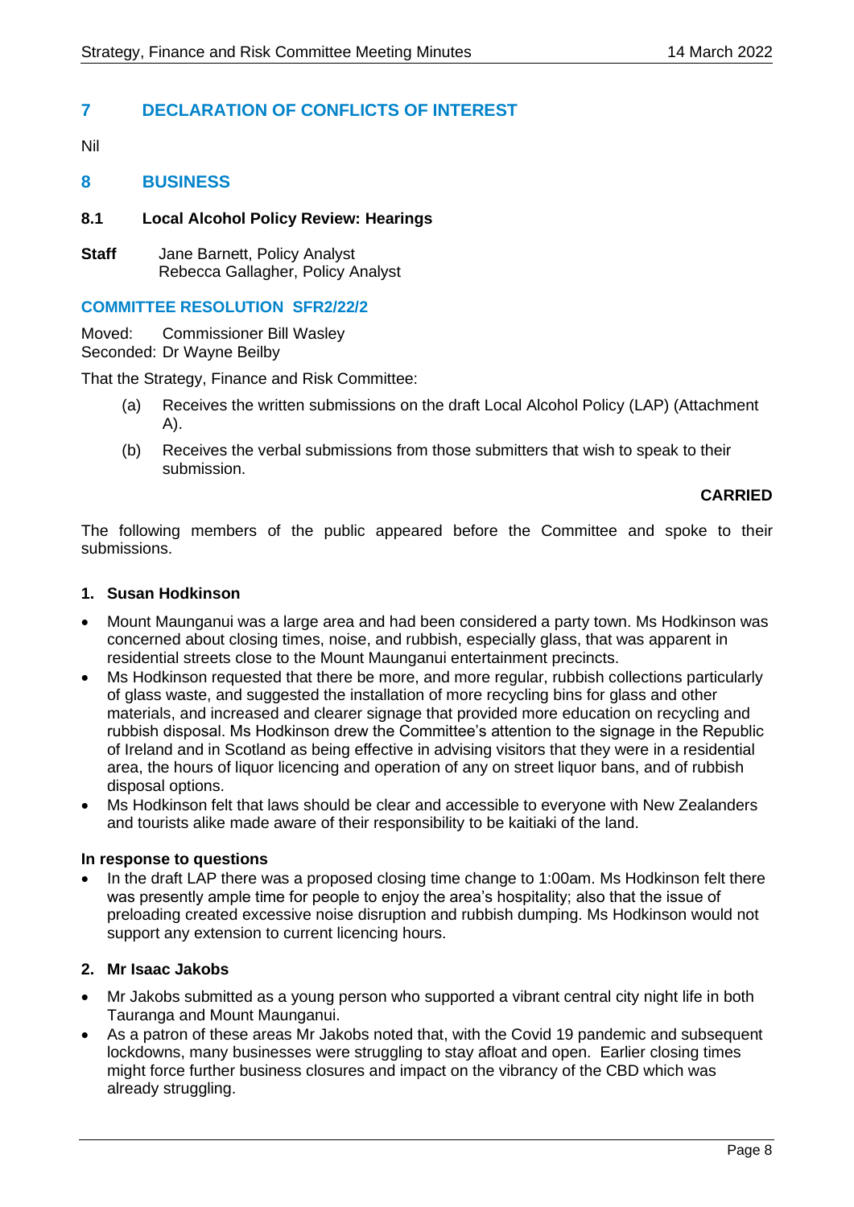## 7 DECLARATION OF CONFLICTS OF INTEREST

Nil

## 8 BUSINESS

### 8.1 Local Alcohol Policy Review: Hearings

**Staff** Jane Barnett, Policy Analyst
Rebecca Gallagher, Policy Analyst

**COMMITTEE RESOLUTION SFR2/22/2**

Moved: Commissioner Bill Wasley
Seconded: Dr Wayne Beilby

That the Strategy, Finance and Risk Committee:

(a) Receives the written submissions on the draft Local Alcohol Policy (LAP) (Attachment A).

(b) Receives the verbal submissions from those submitters that wish to speak to their submission.

**CARRIED**

The following members of the public appeared before the Committee and spoke to their submissions.

**1. Susan Hodkinson**

- Mount Maunganui was a large area and had been considered a party town. Ms Hodkinson was concerned about closing times, noise, and rubbish, especially glass, that was apparent in residential streets close to the Mount Maunganui entertainment precincts.
- Ms Hodkinson requested that there be more, and more regular, rubbish collections particularly of glass waste, and suggested the installation of more recycling bins for glass and other materials, and increased and clearer signage that provided more education on recycling and rubbish disposal. Ms Hodkinson drew the Committee's attention to the signage in the Republic of Ireland and in Scotland as being effective in advising visitors that they were in a residential area, the hours of liquor licencing and operation of any on street liquor bans, and of rubbish disposal options.
- Ms Hodkinson felt that laws should be clear and accessible to everyone with New Zealanders and tourists alike made aware of their responsibility to be kaitiaki of the land.

**In response to questions**

- In the draft LAP there was a proposed closing time change to 1:00am. Ms Hodkinson felt there was presently ample time for people to enjoy the area's hospitality; also that the issue of preloading created excessive noise disruption and rubbish dumping. Ms Hodkinson would not support any extension to current licencing hours.

**2. Mr Isaac Jakobs**

- Mr Jakobs submitted as a young person who supported a vibrant central city night life in both Tauranga and Mount Maunganui.
- As a patron of these areas Mr Jakobs noted that, with the Covid 19 pandemic and subsequent lockdowns, many businesses were struggling to stay afloat and open. Earlier closing times might force further business closures and impact on the vibrancy of the CBD which was already struggling.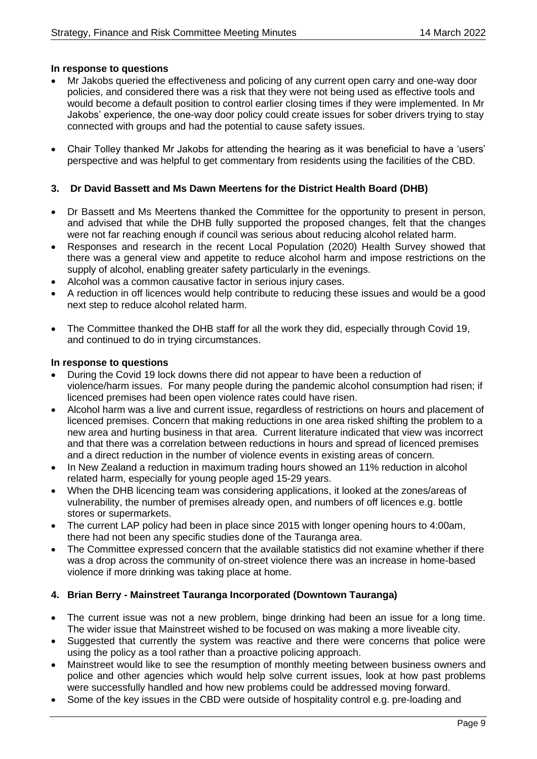**In response to questions**

- Mr Jakobs queried the effectiveness and policing of any current open carry and one-way door policies, and considered there was a risk that they were not being used as effective tools and would become a default position to control earlier closing times if they were implemented. In Mr Jakobs' experience, the one-way door policy could create issues for sober drivers trying to stay connected with groups and had the potential to cause safety issues.

- Chair Tolley thanked Mr Jakobs for attending the hearing as it was beneficial to have a 'users' perspective and was helpful to get commentary from residents using the facilities of the CBD.

### 3. Dr David Bassett and Ms Dawn Meertens for the District Health Board (DHB)

- Dr Bassett and Ms Meertens thanked the Committee for the opportunity to present in person, and advised that while the DHB fully supported the proposed changes, felt that the changes were not far reaching enough if council was serious about reducing alcohol related harm.
- Responses and research in the recent Local Population (2020) Health Survey showed that there was a general view and appetite to reduce alcohol harm and impose restrictions on the supply of alcohol, enabling greater safety particularly in the evenings.
- Alcohol was a common causative factor in serious injury cases.
- A reduction in off licences would help contribute to reducing these issues and would be a good next step to reduce alcohol related harm.

- The Committee thanked the DHB staff for all the work they did, especially through Covid 19, and continued to do in trying circumstances.

**In response to questions**

- During the Covid 19 lock downs there did not appear to have been a reduction of violence/harm issues. For many people during the pandemic alcohol consumption had risen; if licenced premises had been open violence rates could have risen.
- Alcohol harm was a live and current issue, regardless of restrictions on hours and placement of licenced premises. Concern that making reductions in one area risked shifting the problem to a new area and hurting business in that area. Current literature indicated that view was incorrect and that there was a correlation between reductions in hours and spread of licenced premises and a direct reduction in the number of violence events in existing areas of concern.
- In New Zealand a reduction in maximum trading hours showed an 11% reduction in alcohol related harm, especially for young people aged 15-29 years.
- When the DHB licencing team was considering applications, it looked at the zones/areas of vulnerability, the number of premises already open, and numbers of off licences e.g. bottle stores or supermarkets.
- The current LAP policy had been in place since 2015 with longer opening hours to 4:00am, there had not been any specific studies done of the Tauranga area.
- The Committee expressed concern that the available statistics did not examine whether if there was a drop across the community of on-street violence there was an increase in home-based violence if more drinking was taking place at home.

### 4. Brian Berry - Mainstreet Tauranga Incorporated (Downtown Tauranga)

- The current issue was not a new problem, binge drinking had been an issue for a long time. The wider issue that Mainstreet wished to be focused on was making a more liveable city.
- Suggested that currently the system was reactive and there were concerns that police were using the policy as a tool rather than a proactive policing approach.
- Mainstreet would like to see the resumption of monthly meeting between business owners and police and other agencies which would help solve current issues, look at how past problems were successfully handled and how new problems could be addressed moving forward.
- Some of the key issues in the CBD were outside of hospitality control e.g. pre-loading and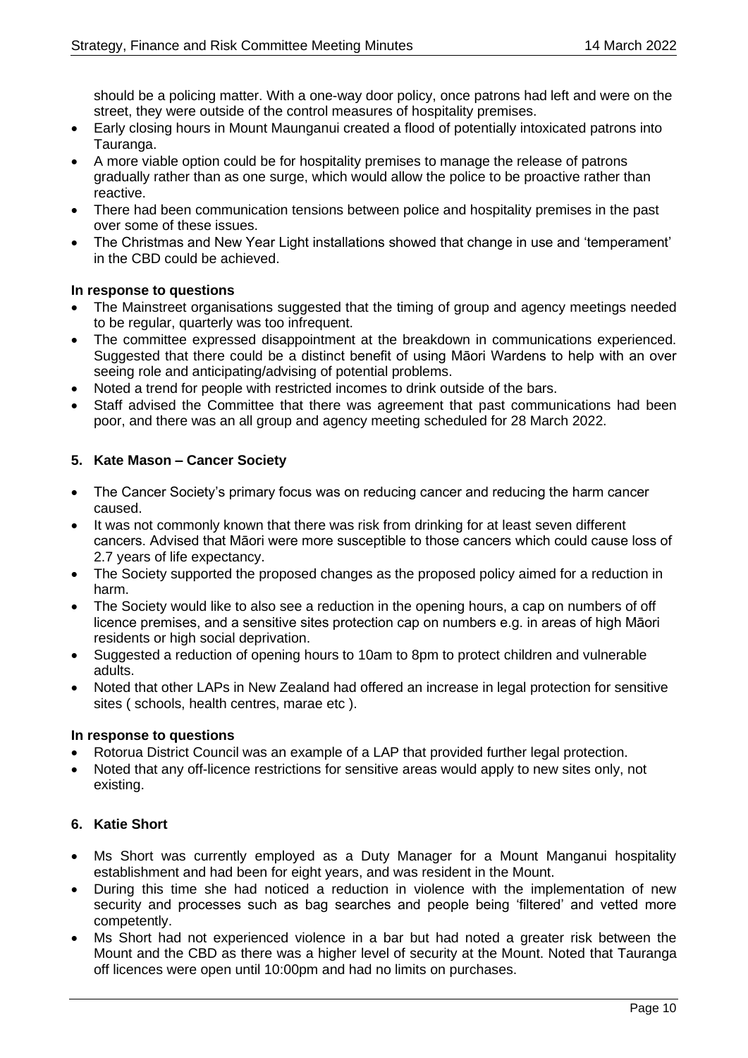should be a policing matter. With a one-way door policy, once patrons had left and were on the street, they were outside of the control measures of hospitality premises.

- Early closing hours in Mount Maunganui created a flood of potentially intoxicated patrons into Tauranga.
- A more viable option could be for hospitality premises to manage the release of patrons gradually rather than as one surge, which would allow the police to be proactive rather than reactive.
- There had been communication tensions between police and hospitality premises in the past over some of these issues.
- The Christmas and New Year Light installations showed that change in use and 'temperament' in the CBD could be achieved.

**In response to questions**

- The Mainstreet organisations suggested that the timing of group and agency meetings needed to be regular, quarterly was too infrequent.
- The committee expressed disappointment at the breakdown in communications experienced. Suggested that there could be a distinct benefit of using Māori Wardens to help with an over seeing role and anticipating/advising of potential problems.
- Noted a trend for people with restricted incomes to drink outside of the bars.
- Staff advised the Committee that there was agreement that past communications had been poor, and there was an all group and agency meeting scheduled for 28 March 2022.

**5. Kate Mason – Cancer Society**

- The Cancer Society's primary focus was on reducing cancer and reducing the harm cancer caused.
- It was not commonly known that there was risk from drinking for at least seven different cancers. Advised that Māori were more susceptible to those cancers which could cause loss of 2.7 years of life expectancy.
- The Society supported the proposed changes as the proposed policy aimed for a reduction in harm.
- The Society would like to also see a reduction in the opening hours, a cap on numbers of off licence premises, and a sensitive sites protection cap on numbers e.g. in areas of high Māori residents or high social deprivation.
- Suggested a reduction of opening hours to 10am to 8pm to protect children and vulnerable adults.
- Noted that other LAPs in New Zealand had offered an increase in legal protection for sensitive sites ( schools, health centres, marae etc ).

**In response to questions**

- Rotorua District Council was an example of a LAP that provided further legal protection.
- Noted that any off-licence restrictions for sensitive areas would apply to new sites only, not existing.

**6. Katie Short**

- Ms Short was currently employed as a Duty Manager for a Mount Manganui hospitality establishment and had been for eight years, and was resident in the Mount.
- During this time she had noticed a reduction in violence with the implementation of new security and processes such as bag searches and people being 'filtered' and vetted more competently.
- Ms Short had not experienced violence in a bar but had noted a greater risk between the Mount and the CBD as there was a higher level of security at the Mount. Noted that Tauranga off licences were open until 10:00pm and had no limits on purchases.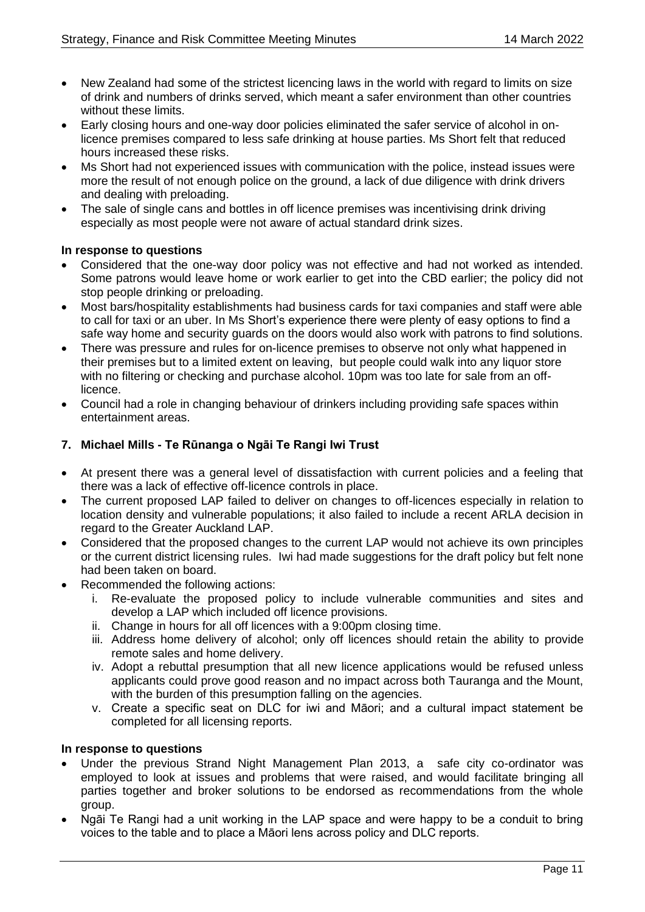- New Zealand had some of the strictest licencing laws in the world with regard to limits on size of drink and numbers of drinks served, which meant a safer environment than other countries without these limits.
- Early closing hours and one-way door policies eliminated the safer service of alcohol in on-licence premises compared to less safe drinking at house parties. Ms Short felt that reduced hours increased these risks.
- Ms Short had not experienced issues with communication with the police, instead issues were more the result of not enough police on the ground, a lack of due diligence with drink drivers and dealing with preloading.
- The sale of single cans and bottles in off licence premises was incentivising drink driving especially as most people were not aware of actual standard drink sizes.

**In response to questions**

- Considered that the one-way door policy was not effective and had not worked as intended. Some patrons would leave home or work earlier to get into the CBD earlier; the policy did not stop people drinking or preloading.
- Most bars/hospitality establishments had business cards for taxi companies and staff were able to call for taxi or an uber. In Ms Short's experience there were plenty of easy options to find a safe way home and security guards on the doors would also work with patrons to find solutions.
- There was pressure and rules for on-licence premises to observe not only what happened in their premises but to a limited extent on leaving, but people could walk into any liquor store with no filtering or checking and purchase alcohol. 10pm was too late for sale from an off-licence.
- Council had a role in changing behaviour of drinkers including providing safe spaces within entertainment areas.

### 7. Michael Mills - Te Rūnanga o Ngāi Te Rangi Iwi Trust

- At present there was a general level of dissatisfaction with current policies and a feeling that there was a lack of effective off-licence controls in place.
- The current proposed LAP failed to deliver on changes to off-licences especially in relation to location density and vulnerable populations; it also failed to include a recent ARLA decision in regard to the Greater Auckland LAP.
- Considered that the proposed changes to the current LAP would not achieve its own principles or the current district licensing rules. Iwi had made suggestions for the draft policy but felt none had been taken on board.
- Recommended the following actions:
    - i. Re-evaluate the proposed policy to include vulnerable communities and sites and develop a LAP which included off licence provisions.
    - ii. Change in hours for all off licences with a 9:00pm closing time.
    - iii. Address home delivery of alcohol; only off licences should retain the ability to provide remote sales and home delivery.
    - iv. Adopt a rebuttal presumption that all new licence applications would be refused unless applicants could prove good reason and no impact across both Tauranga and the Mount, with the burden of this presumption falling on the agencies.
    - v. Create a specific seat on DLC for iwi and Māori; and a cultural impact statement be completed for all licensing reports.

**In response to questions**

- Under the previous Strand Night Management Plan 2013, a safe city co-ordinator was employed to look at issues and problems that were raised, and would facilitate bringing all parties together and broker solutions to be endorsed as recommendations from the whole group.
- Ngāi Te Rangi had a unit working in the LAP space and were happy to be a conduit to bring voices to the table and to place a Māori lens across policy and DLC reports.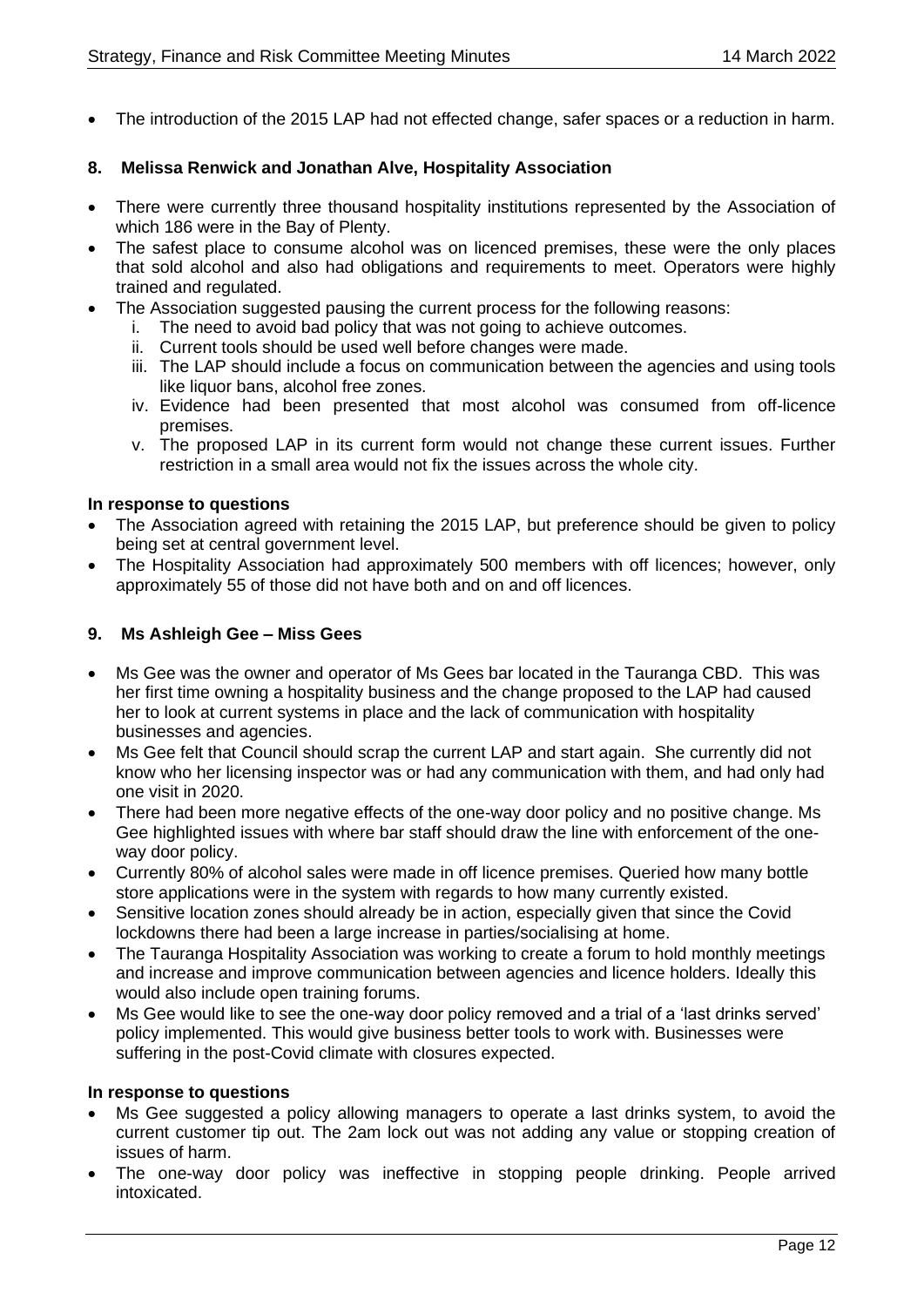- The introduction of the 2015 LAP had not effected change, safer spaces or a reduction in harm.

### 8. Melissa Renwick and Jonathan Alve, Hospitality Association

- There were currently three thousand hospitality institutions represented by the Association of which 186 were in the Bay of Plenty.
- The safest place to consume alcohol was on licenced premises, these were the only places that sold alcohol and also had obligations and requirements to meet. Operators were highly trained and regulated.
- The Association suggested pausing the current process for the following reasons:
  i. The need to avoid bad policy that was not going to achieve outcomes.
  ii. Current tools should be used well before changes were made.
  iii. The LAP should include a focus on communication between the agencies and using tools like liquor bans, alcohol free zones.
  iv. Evidence had been presented that most alcohol was consumed from off-licence premises.
  v. The proposed LAP in its current form would not change these current issues. Further restriction in a small area would not fix the issues across the whole city.

**In response to questions**

- The Association agreed with retaining the 2015 LAP, but preference should be given to policy being set at central government level.
- The Hospitality Association had approximately 500 members with off licences; however, only approximately 55 of those did not have both and on and off licences.

### 9. Ms Ashleigh Gee – Miss Gees

- Ms Gee was the owner and operator of Ms Gees bar located in the Tauranga CBD. This was her first time owning a hospitality business and the change proposed to the LAP had caused her to look at current systems in place and the lack of communication with hospitality businesses and agencies.
- Ms Gee felt that Council should scrap the current LAP and start again. She currently did not know who her licensing inspector was or had any communication with them, and had only had one visit in 2020.
- There had been more negative effects of the one-way door policy and no positive change. Ms Gee highlighted issues with where bar staff should draw the line with enforcement of the one-way door policy.
- Currently 80% of alcohol sales were made in off licence premises. Queried how many bottle store applications were in the system with regards to how many currently existed.
- Sensitive location zones should already be in action, especially given that since the Covid lockdowns there had been a large increase in parties/socialising at home.
- The Tauranga Hospitality Association was working to create a forum to hold monthly meetings and increase and improve communication between agencies and licence holders. Ideally this would also include open training forums.
- Ms Gee would like to see the one-way door policy removed and a trial of a 'last drinks served' policy implemented. This would give business better tools to work with. Businesses were suffering in the post-Covid climate with closures expected.

**In response to questions**

- Ms Gee suggested a policy allowing managers to operate a last drinks system, to avoid the current customer tip out. The 2am lock out was not adding any value or stopping creation of issues of harm.
- The one-way door policy was ineffective in stopping people drinking. People arrived intoxicated.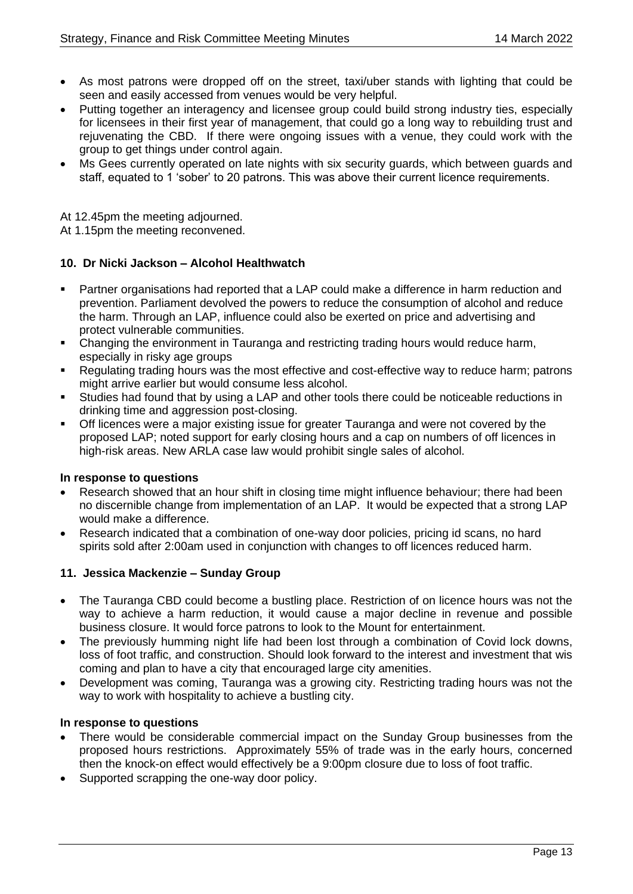- As most patrons were dropped off on the street, taxi/uber stands with lighting that could be seen and easily accessed from venues would be very helpful.
- Putting together an interagency and licensee group could build strong industry ties, especially for licensees in their first year of management, that could go a long way to rebuilding trust and rejuvenating the CBD. If there were ongoing issues with a venue, they could work with the group to get things under control again.
- Ms Gees currently operated on late nights with six security guards, which between guards and staff, equated to 1 'sober' to 20 patrons. This was above their current licence requirements.

At 12.45pm the meeting adjourned.
At 1.15pm the meeting reconvened.

**10. Dr Nicki Jackson – Alcohol Healthwatch**

- Partner organisations had reported that a LAP could make a difference in harm reduction and prevention. Parliament devolved the powers to reduce the consumption of alcohol and reduce the harm. Through an LAP, influence could also be exerted on price and advertising and protect vulnerable communities.
- Changing the environment in Tauranga and restricting trading hours would reduce harm, especially in risky age groups
- Regulating trading hours was the most effective and cost-effective way to reduce harm; patrons might arrive earlier but would consume less alcohol.
- Studies had found that by using a LAP and other tools there could be noticeable reductions in drinking time and aggression post-closing.
- Off licences were a major existing issue for greater Tauranga and were not covered by the proposed LAP; noted support for early closing hours and a cap on numbers of off licences in high-risk areas. New ARLA case law would prohibit single sales of alcohol.

**In response to questions**

- Research showed that an hour shift in closing time might influence behaviour; there had been no discernible change from implementation of an LAP. It would be expected that a strong LAP would make a difference.
- Research indicated that a combination of one-way door policies, pricing id scans, no hard spirits sold after 2:00am used in conjunction with changes to off licences reduced harm.

**11. Jessica Mackenzie – Sunday Group**

- The Tauranga CBD could become a bustling place. Restriction of on licence hours was not the way to achieve a harm reduction, it would cause a major decline in revenue and possible business closure. It would force patrons to look to the Mount for entertainment.
- The previously humming night life had been lost through a combination of Covid lock downs, loss of foot traffic, and construction. Should look forward to the interest and investment that wis coming and plan to have a city that encouraged large city amenities.
- Development was coming, Tauranga was a growing city. Restricting trading hours was not the way to work with hospitality to achieve a bustling city.

**In response to questions**

- There would be considerable commercial impact on the Sunday Group businesses from the proposed hours restrictions. Approximately 55% of trade was in the early hours, concerned then the knock-on effect would effectively be a 9:00pm closure due to loss of foot traffic.
- Supported scrapping the one-way door policy.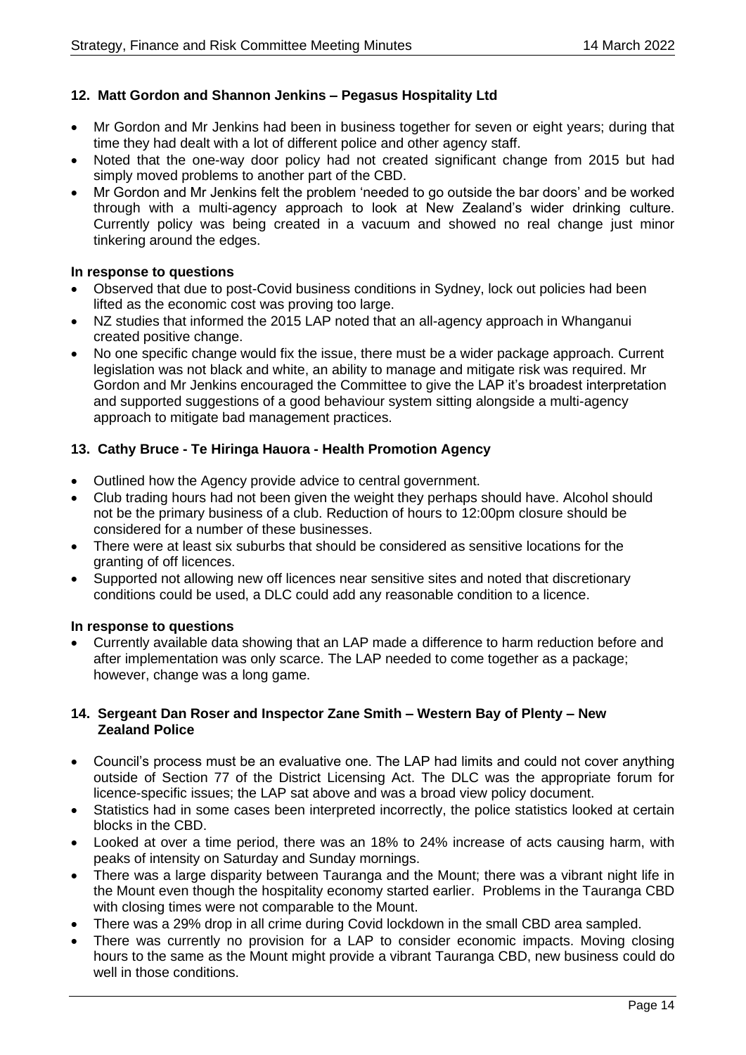## 12. Matt Gordon and Shannon Jenkins – Pegasus Hospitality Ltd

- Mr Gordon and Mr Jenkins had been in business together for seven or eight years; during that time they had dealt with a lot of different police and other agency staff.
- Noted that the one-way door policy had not created significant change from 2015 but had simply moved problems to another part of the CBD.
- Mr Gordon and Mr Jenkins felt the problem 'needed to go outside the bar doors' and be worked through with a multi-agency approach to look at New Zealand's wider drinking culture. Currently policy was being created in a vacuum and showed no real change just minor tinkering around the edges.

**In response to questions**

- Observed that due to post-Covid business conditions in Sydney, lock out policies had been lifted as the economic cost was proving too large.
- NZ studies that informed the 2015 LAP noted that an all-agency approach in Whanganui created positive change.
- No one specific change would fix the issue, there must be a wider package approach. Current legislation was not black and white, an ability to manage and mitigate risk was required. Mr Gordon and Mr Jenkins encouraged the Committee to give the LAP it's broadest interpretation and supported suggestions of a good behaviour system sitting alongside a multi-agency approach to mitigate bad management practices.

## 13. Cathy Bruce - Te Hiringa Hauora - Health Promotion Agency

- Outlined how the Agency provide advice to central government.
- Club trading hours had not been given the weight they perhaps should have. Alcohol should not be the primary business of a club. Reduction of hours to 12:00pm closure should be considered for a number of these businesses.
- There were at least six suburbs that should be considered as sensitive locations for the granting of off licences.
- Supported not allowing new off licences near sensitive sites and noted that discretionary conditions could be used, a DLC could add any reasonable condition to a licence.

**In response to questions**

- Currently available data showing that an LAP made a difference to harm reduction before and after implementation was only scarce. The LAP needed to come together as a package; however, change was a long game.

## 14. Sergeant Dan Roser and Inspector Zane Smith – Western Bay of Plenty – New Zealand Police

- Council's process must be an evaluative one. The LAP had limits and could not cover anything outside of Section 77 of the District Licensing Act. The DLC was the appropriate forum for licence-specific issues; the LAP sat above and was a broad view policy document.
- Statistics had in some cases been interpreted incorrectly, the police statistics looked at certain blocks in the CBD.
- Looked at over a time period, there was an 18% to 24% increase of acts causing harm, with peaks of intensity on Saturday and Sunday mornings.
- There was a large disparity between Tauranga and the Mount; there was a vibrant night life in the Mount even though the hospitality economy started earlier. Problems in the Tauranga CBD with closing times were not comparable to the Mount.
- There was a 29% drop in all crime during Covid lockdown in the small CBD area sampled.
- There was currently no provision for a LAP to consider economic impacts. Moving closing hours to the same as the Mount might provide a vibrant Tauranga CBD, new business could do well in those conditions.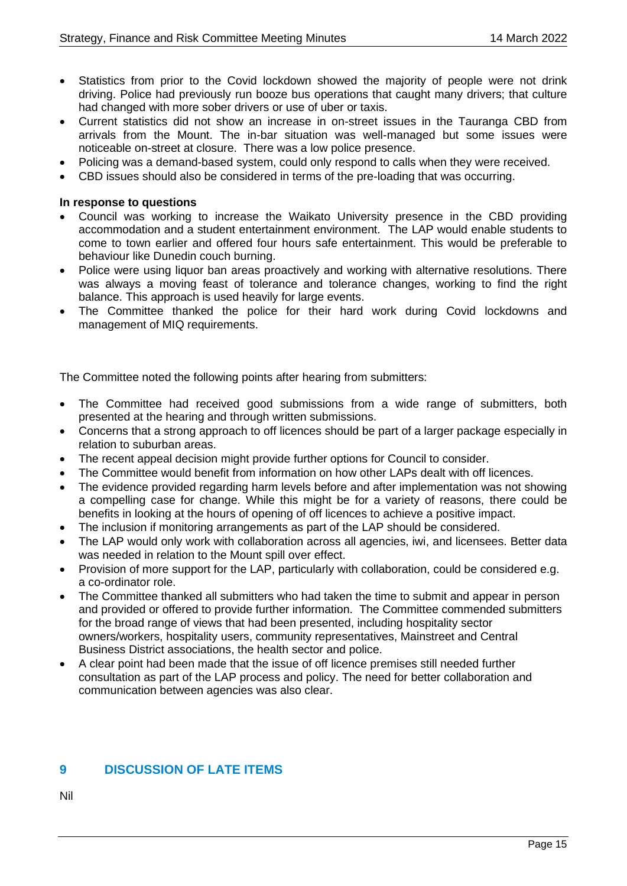- Statistics from prior to the Covid lockdown showed the majority of people were not drink driving. Police had previously run booze bus operations that caught many drivers; that culture had changed with more sober drivers or use of uber or taxis.
- Current statistics did not show an increase in on-street issues in the Tauranga CBD from arrivals from the Mount. The in-bar situation was well-managed but some issues were noticeable on-street at closure. There was a low police presence.
- Policing was a demand-based system, could only respond to calls when they were received.
- CBD issues should also be considered in terms of the pre-loading that was occurring.

**In response to questions**

- Council was working to increase the Waikato University presence in the CBD providing accommodation and a student entertainment environment. The LAP would enable students to come to town earlier and offered four hours safe entertainment. This would be preferable to behaviour like Dunedin couch burning.
- Police were using liquor ban areas proactively and working with alternative resolutions. There was always a moving feast of tolerance and tolerance changes, working to find the right balance. This approach is used heavily for large events.
- The Committee thanked the police for their hard work during Covid lockdowns and management of MIQ requirements.

The Committee noted the following points after hearing from submitters:

- The Committee had received good submissions from a wide range of submitters, both presented at the hearing and through written submissions.
- Concerns that a strong approach to off licences should be part of a larger package especially in relation to suburban areas.
- The recent appeal decision might provide further options for Council to consider.
- The Committee would benefit from information on how other LAPs dealt with off licences.
- The evidence provided regarding harm levels before and after implementation was not showing a compelling case for change. While this might be for a variety of reasons, there could be benefits in looking at the hours of opening of off licences to achieve a positive impact.
- The inclusion if monitoring arrangements as part of the LAP should be considered.
- The LAP would only work with collaboration across all agencies, iwi, and licensees. Better data was needed in relation to the Mount spill over effect.
- Provision of more support for the LAP, particularly with collaboration, could be considered e.g. a co-ordinator role.
- The Committee thanked all submitters who had taken the time to submit and appear in person and provided or offered to provide further information. The Committee commended submitters for the broad range of views that had been presented, including hospitality sector owners/workers, hospitality users, community representatives, Mainstreet and Central Business District associations, the health sector and police.
- A clear point had been made that the issue of off licence premises still needed further consultation as part of the LAP process and policy. The need for better collaboration and communication between agencies was also clear.

## 9 DISCUSSION OF LATE ITEMS

Nil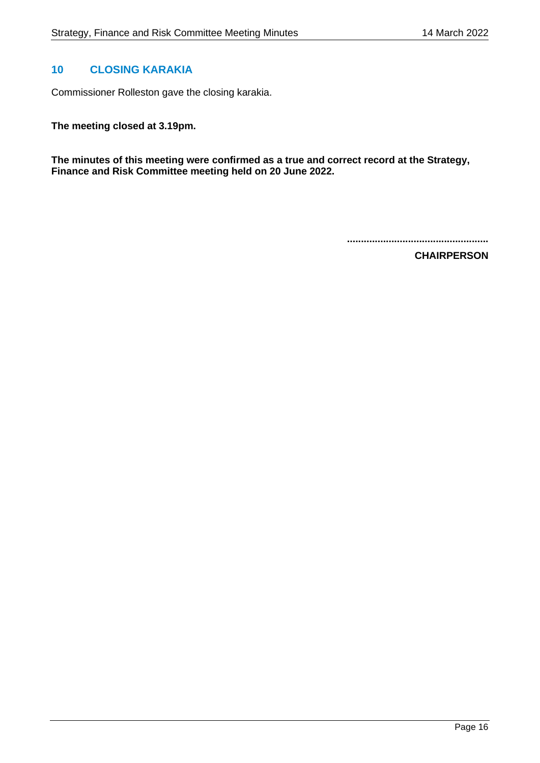## 10 CLOSING KARAKIA

Commissioner Rolleston gave the closing karakia.

**The meeting closed at 3.19pm.**

**The minutes of this meeting were confirmed as a true and correct record at the Strategy, Finance and Risk Committee meeting held on 20 June 2022.**

..................................................

**CHAIRPERSON**